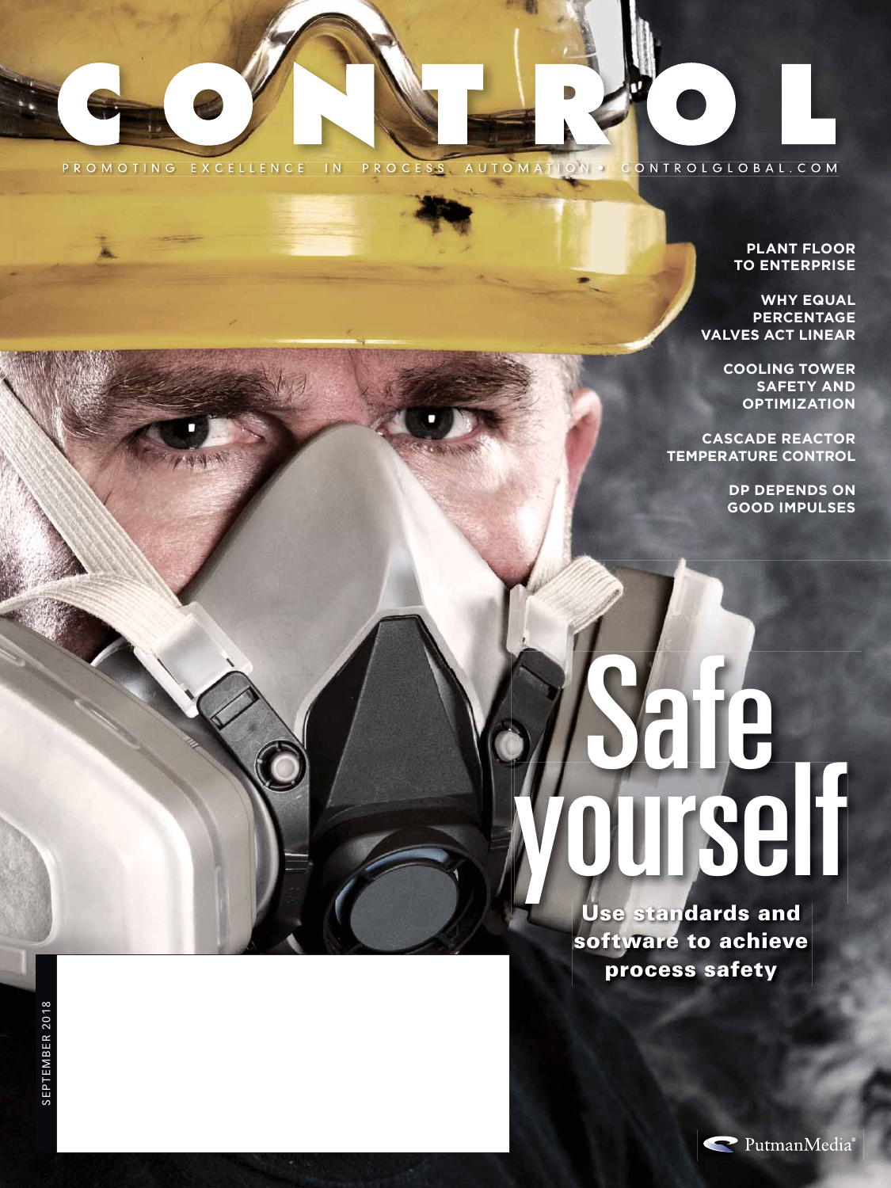# CONTROL

PROMOTING EXCELLENCE IN PROCESS AUTOMATION • CONTROLGLOBAL.COM

**PLANT FLOOR TO ENTERPRISE**

**WHY EQUAL PERCENTAGE VALVES ACT LINEAR**

**COOLING TOWER SAFETY AND OPTIMIZATION**

**CASCADE REACTOR TEMPERATURE CONTROL**

**DP DEPENDS ON GOOD IMPULSES**

# Safe yourself

**Use standards and software to achieve process safety**

SEPTEMBER 2018

PutmanMedia®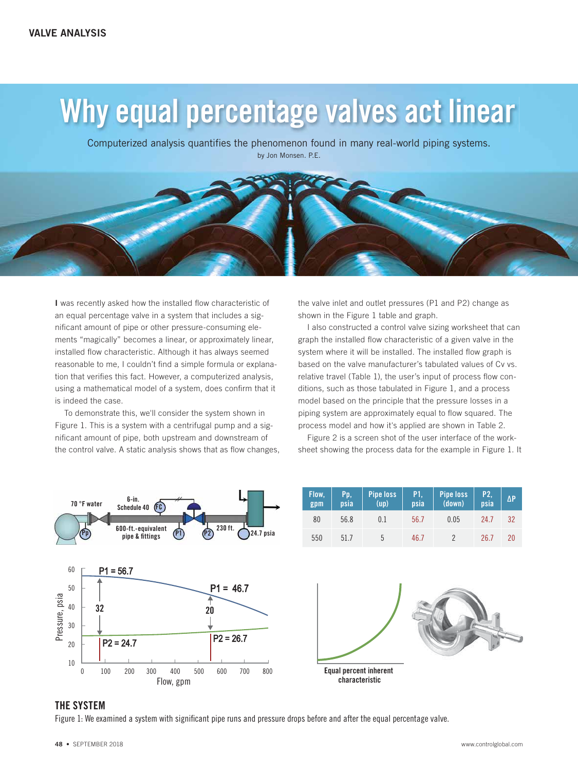# Why equal percentage valves act linear

Computerized analysis quantifies the phenomenon found in many real-world piping systems.

by Jon Monsen. P.E.

I was recently asked how the installed flow characteristic of an equal percentage valve in a system that includes a significant amount of pipe or other pressure-consuming elements "magically" becomes a linear, or approximately linear, installed flow characteristic. Although it has always seemed reasonable to me, I couldn't find a simple formula or explanation that verifies this fact. However, a computerized analysis, using a mathematical model of a system, does confirm that it is indeed the case.

To demonstrate this, we'll consider the system shown in Figure 1. This is a system with a centrifugal pump and a significant amount of pipe, both upstream and downstream of the control valve. A static analysis shows that as flow changes, the valve inlet and outlet pressures (P1 and P2) change as shown in the Figure 1 table and graph.

I also constructed a control valve sizing worksheet that can graph the installed flow characteristic of a given valve in the system where it will be installed. The installed flow graph is based on the valve manufacturer's tabulated values of Cv vs. relative travel (Table 1), the user's input of process flow conditions, such as those tabulated in Figure 1, and a process model based on the principle that the pressure losses in a piping system are approximately equal to flow squared. The process model and how it's applied are shown in Table 2.

Figure 2 is a screen shot of the user interface of the worksheet showing the process data for the example in Figure 1. It

| Flow, gpm | Pp, psia | Pipe loss (up) | P1, psia | Pipe loss (down) | P2, psia | ΔP |
|---|---|---|---|---|---|---|
| 80 | 56.8 | 0.1 | 56.7 | 0.05 | 24.7 | 32 |
| 550 | 51.7 | 5 | 46.7 | 2 | 26.7 | 20 |

### THE SYSTEM

Figure 1: We examined a system with significant pipe runs and pressure drops before and after the equal percentage valve.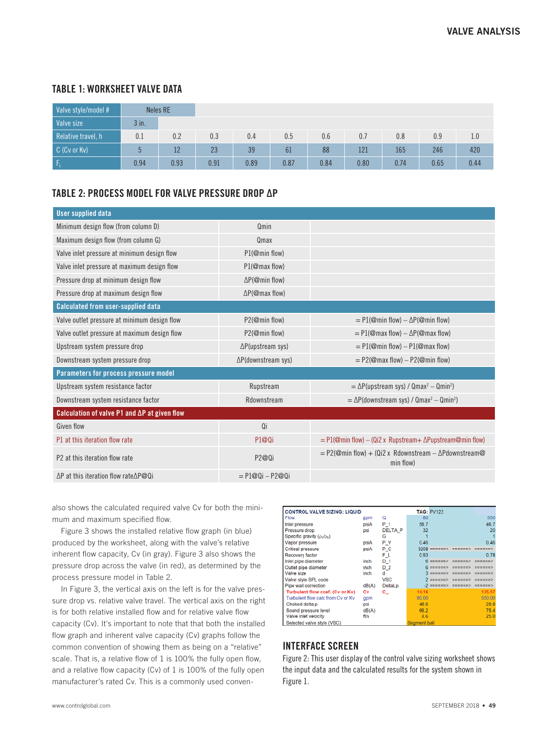## TABLE 1: WORKSHEET VALVE DATA

| Valve style/model # | Neles RE | | | | | | | | | |
|---|---|---|---|---|---|---|---|---|---|---|
| Valve size | 3 in. | | | | | | | | | |
| Relative travel, h | 0.1 | 0.2 | 0.3 | 0.4 | 0.5 | 0.6 | 0.7 | 0.8 | 0.9 | 1.0 |
| C (Cv or Kv) | 5 | 12 | 23 | 39 | 61 | 88 | 121 | 165 | 246 | 420 |
| $F_L$ | 0.94 | 0.93 | 0.91 | 0.89 | 0.87 | 0.84 | 0.80 | 0.74 | 0.65 | 0.44 |

## TABLE 2: PROCESS MODEL FOR VALVE PRESSURE DROP ΔP

| **User supplied data** | | |
|---|---|---|
| Minimum design flow (from column D) | Qmin | |
| Maximum design flow (from column G) | Qmax | |
| Valve inlet pressure at minimum design flow | P1(@min flow) | |
| Valve inlet pressure at maximum design flow | P1(@max flow) | |
| Pressure drop at minimum design flow | ΔP(@min flow) | |
| Pressure drop at maximum design flow | ΔP(@max flow) | |
| **Calculated from user-supplied data** | | |
| Valve outlet pressure at minimum design flow | P2(@min flow) | = P1(@min flow) – ΔP(@min flow) |
| Valve outlet pressure at maximum design flow | P2(@min flow) | = P1(@max flow) – ΔP(@max flow) |
| Upstream system pressure drop | ΔP(upstream sys) | = P1(@min flow) – P1(@max flow) |
| Downstream system pressure drop | ΔP(downstream sys) | = P2(@max flow) – P2(@min flow) |
| **Parameters for process pressure model** | | |
| Upstream system resistance factor | Rupstream | = ΔP(upstream sys) / $Qmax^2$ – $Qmin^2$) |
| Downstream system resistance factor | Rdownstream | = ΔP(downstream sys) / $Qmax^2$ – $Qmin^2$) |
| **Calculation of valve P1 and ΔP at given flow** | | |
| Given flow | Qi | |
| P1 at this iteration flow rate | P1@Qi | = P1(@min flow) – (Qi2 x Rupstream+ ΔPupstream@min flow) |
| P2 at this iteration flow rate | P2@Qi | = P2(@min flow) + (Qi2 x Rdownstream – ΔPdownstream@ min flow) |
| ΔP at this iteration flow rateΔP@Qi | = P1@Qi – P2@Qi | |

also shows the calculated required valve Cv for both the minimum and maximum specified flow.

Figure 3 shows the installed relative flow graph (in blue) produced by the worksheet, along with the valve's relative inherent flow capacity, Cv (in gray). Figure 3 also shows the pressure drop across the valve (in red), as determined by the process pressure model in Table 2.

In Figure 3, the vertical axis on the left is for the valve pressure drop vs. relative valve travel. The vertical axis on the right is for both relative installed flow and for relative valve flow capacity (Cv). It's important to note that that both the installed flow graph and inherent valve capacity (Cv) graphs follow the common convention of showing them as being on a "relative" scale. That is, a relative flow of 1 is 100% the fully open flow, and a relative flow capacity (Cv) of 1 is 100% of the fully open manufacturer's rated Cv. This is a commonly used conven-

| CONTROL VALVE SIZING: LIQUID | | | TAG: PV123 | | | |
|---|---|---|---|---|---|---|
| Flow | gpm | Q | 80 | | | 550 |
| Inlet pressure | psiA | P_1 | 56.7 | | | 46.7 |
| Pressure drop | psi | DELTA_P | 32 | | | 20 |
| Specific gravity ($\rho_f/\rho_o$) | | G | 1 | | | 1 |
| Vapor pressure | psiA | P_V | 0.46 | | | 0.46 |
| Critical pressure | psiA | P_C | 3208 | ======> | ======> | ======> |
| Recovery factor | | F_L | 0.93 | | | 0.78 |
| Inlet pipe diameter | inch | D_1 | 6 | ======> | ======> | ======> |
| Outlet pipe diameter | inch | D_2 | 6 | ======> | ======> | ======> |
| Valve size | inch | d | 3 | ======> | ======> | ======> |
| Valve style SFL code | | VSC | 2 | ======> | ======> | ======> |
| Pipe wall correction | dB(A) | DeltaLp | -2 | ======> | ======> | ======> |
| Turbulent flow coef. (Cv or Kv) | Cv | C_ | 14.16 | | | 135.57 |
| Turbulent flow calc from Cv or Kv | gpm | | 80.00 | | | 550.00 |
| Choked delta p | psi | | 48.6 | | | 28.8 |
| Sound pressure level | dB(A) | | 66.2 | | | 75.4 |
| Valve inlet velocity | ft/s | | 3.6 | | | 25.0 |
| Selected valve style (VSC) | | | Segment ball | | | |

## INTERFACE SCREEN

Figure 2: This user display of the control valve sizing worksheet shows the input data and the calculated results for the system shown in Figure 1.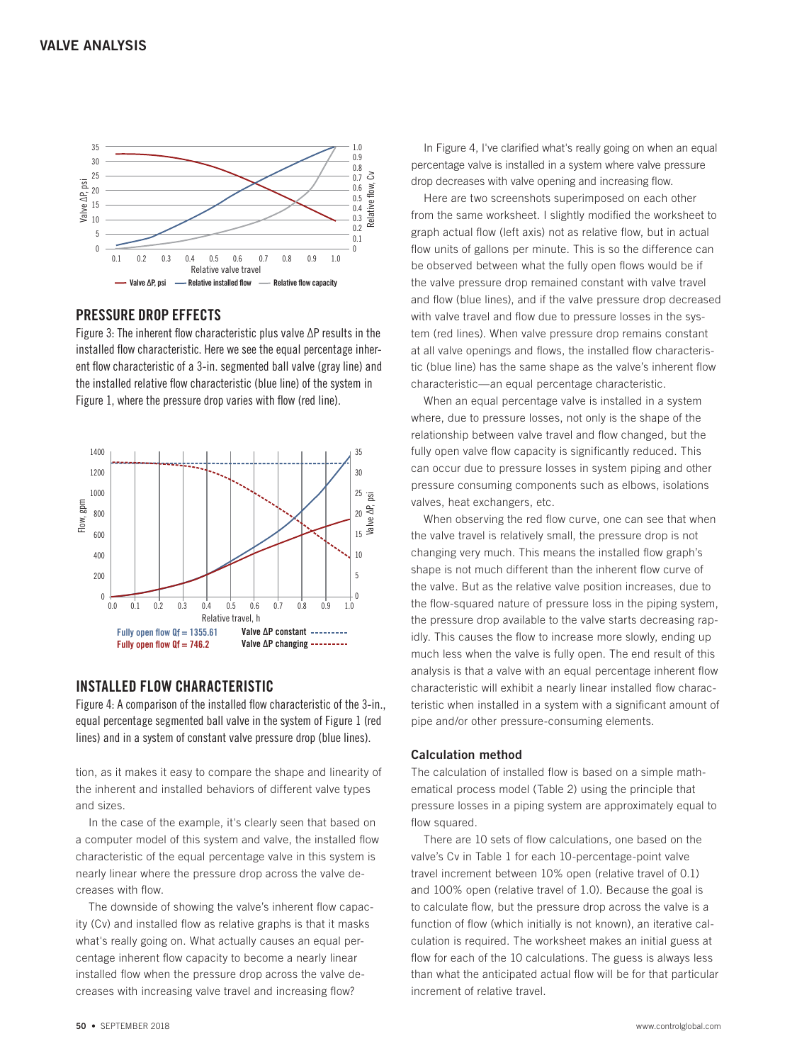## PRESSURE DROP EFFECTS

Figure 3: The inherent flow characteristic plus valve ΔP results in the installed flow characteristic. Here we see the equal percentage inherent flow characteristic of a 3-in. segmented ball valve (gray line) and the installed relative flow characteristic (blue line) of the system in Figure 1, where the pressure drop varies with flow (red line).

## INSTALLED FLOW CHARACTERISTIC

Figure 4: A comparison of the installed flow characteristic of the 3-in., equal percentage segmented ball valve in the system of Figure 1 (red lines) and in a system of constant valve pressure drop (blue lines).

tion, as it makes it easy to compare the shape and linearity of the inherent and installed behaviors of different valve types and sizes.

In the case of the example, it's clearly seen that based on a computer model of this system and valve, the installed flow characteristic of the equal percentage valve in this system is nearly linear where the pressure drop across the valve decreases with flow.

The downside of showing the valve's inherent flow capacity (Cv) and installed flow as relative graphs is that it masks what's really going on. What actually causes an equal percentage inherent flow capacity to become a nearly linear installed flow when the pressure drop across the valve decreases with increasing valve travel and increasing flow?

In Figure 4, I've clarified what's really going on when an equal percentage valve is installed in a system where valve pressure drop decreases with valve opening and increasing flow.

Here are two screenshots superimposed on each other from the same worksheet. I slightly modified the worksheet to graph actual flow (left axis) not as relative flow, but in actual flow units of gallons per minute. This is so the difference can be observed between what the fully open flows would be if the valve pressure drop remained constant with valve travel and flow (blue lines), and if the valve pressure drop decreased with valve travel and flow due to pressure losses in the system (red lines). When valve pressure drop remains constant at all valve openings and flows, the installed flow characteristic (blue line) has the same shape as the valve's inherent flow characteristic—an equal percentage characteristic.

When an equal percentage valve is installed in a system where, due to pressure losses, not only is the shape of the relationship between valve travel and flow changed, but the fully open valve flow capacity is significantly reduced. This can occur due to pressure losses in system piping and other pressure consuming components such as elbows, isolations valves, heat exchangers, etc.

When observing the red flow curve, one can see that when the valve travel is relatively small, the pressure drop is not changing very much. This means the installed flow graph's shape is not much different than the inherent flow curve of the valve. But as the relative valve position increases, due to the flow-squared nature of pressure loss in the piping system, the pressure drop available to the valve starts decreasing rapidly. This causes the flow to increase more slowly, ending up much less when the valve is fully open. The end result of this analysis is that a valve with an equal percentage inherent flow characteristic will exhibit a nearly linear installed flow characteristic when installed in a system with a significant amount of pipe and/or other pressure-consuming elements.

### Calculation method

The calculation of installed flow is based on a simple mathematical process model (Table 2) using the principle that pressure losses in a piping system are approximately equal to flow squared.

There are 10 sets of flow calculations, one based on the valve's Cv in Table 1 for each 10-percentage-point valve travel increment between 10% open (relative travel of 0.1) and 100% open (relative travel of 1.0). Because the goal is to calculate flow, but the pressure drop across the valve is a function of flow (which initially is not known), an iterative calculation is required. The worksheet makes an initial guess at flow for each of the 10 calculations. The guess is always less than what the anticipated actual flow will be for that particular increment of relative travel.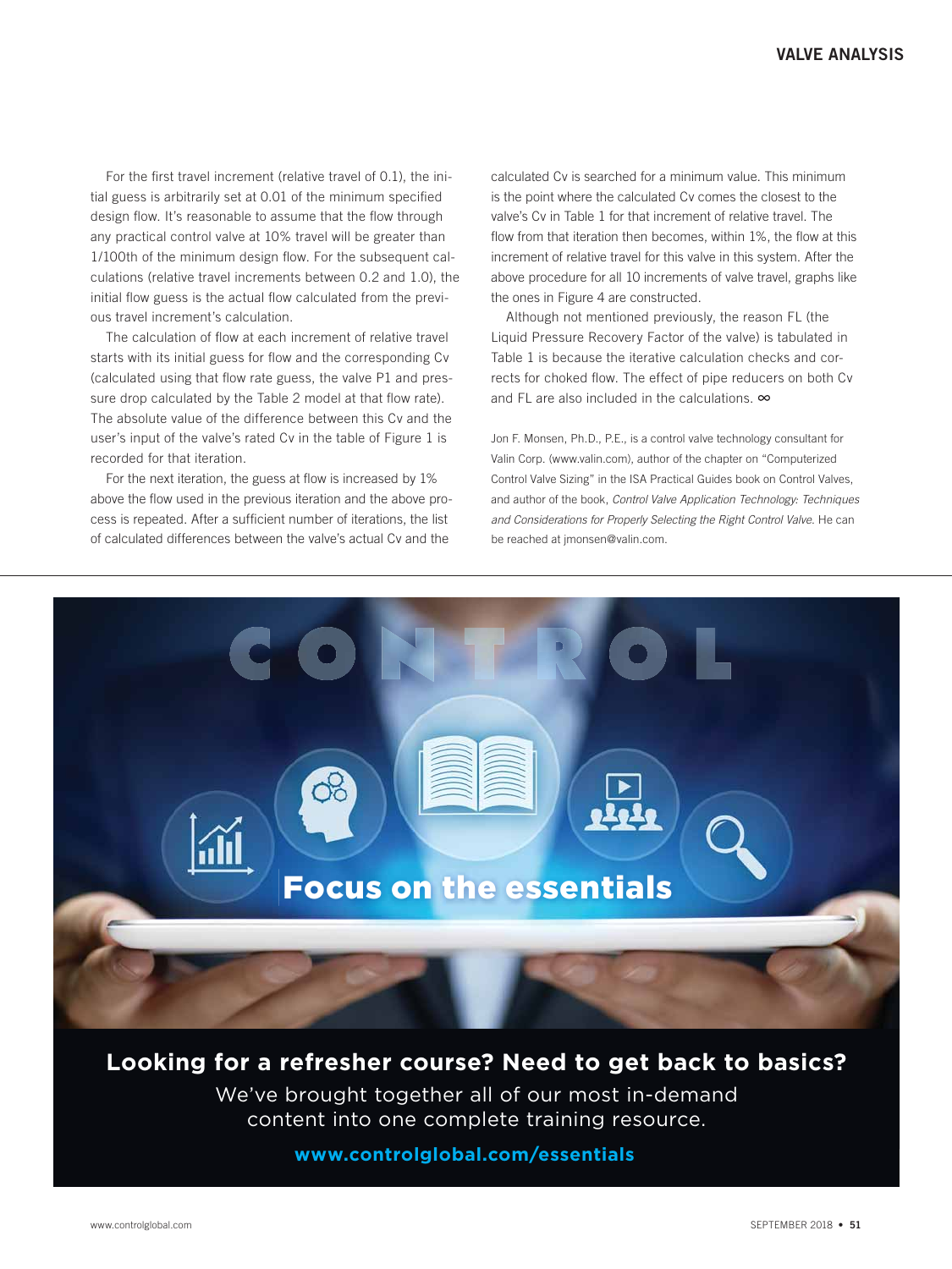For the first travel increment (relative travel of 0.1), the initial guess is arbitrarily set at 0.01 of the minimum specified design flow. It's reasonable to assume that the flow through any practical control valve at 10% travel will be greater than 1/100th of the minimum design flow. For the subsequent calculations (relative travel increments between 0.2 and 1.0), the initial flow guess is the actual flow calculated from the previous travel increment's calculation.

The calculation of flow at each increment of relative travel starts with its initial guess for flow and the corresponding Cv (calculated using that flow rate guess, the valve P1 and pressure drop calculated by the Table 2 model at that flow rate). The absolute value of the difference between this Cv and the user's input of the valve's rated Cv in the table of Figure 1 is recorded for that iteration.

For the next iteration, the guess at flow is increased by 1% above the flow used in the previous iteration and the above process is repeated. After a sufficient number of iterations, the list of calculated differences between the valve's actual Cv and the calculated Cv is searched for a minimum value. This minimum is the point where the calculated Cv comes the closest to the valve's Cv in Table 1 for that increment of relative travel. The flow from that iteration then becomes, within 1%, the flow at this increment of relative travel for this valve in this system. After the above procedure for all 10 increments of valve travel, graphs like the ones in Figure 4 are constructed.

Although not mentioned previously, the reason FL (the Liquid Pressure Recovery Factor of the valve) is tabulated in Table 1 is because the iterative calculation checks and corrects for choked flow. The effect of pipe reducers on both Cv and FL are also included in the calculations. ∞

Jon F. Monsen, Ph.D., P.E., is a control valve technology consultant for Valin Corp. (www.valin.com), author of the chapter on "Computerized Control Valve Sizing" in the ISA Practical Guides book on Control Valves, and author of the book, *Control Valve Application Technology: Techniques and Considerations for Properly Selecting the Right Control Valve.* He can be reached at jmonsen@valin.com.

CONTROL

Focus on the essentials

**Looking for a refresher course? Need to get back to basics?**

We've brought together all of our most in-demand content into one complete training resource.

**www.controlglobal.com/essentials**